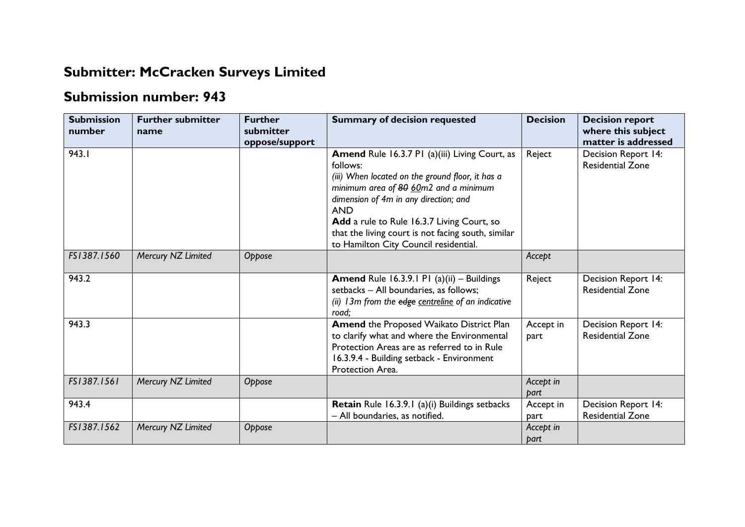# Submitter: McCracken Surveys Limited

## Submission number: 943

| Submission number | Further submitter name | Further submitter oppose/support | Summary of decision requested | Decision | Decision report where this subject matter is addressed |
|---|---|---|---|---|---|
| 943.1 | | | **Amend** Rule 16.3.7 P1 (a)(iii) Living Court, as follows:<br>*(iii) When located on the ground floor, it has a minimum area of ~~80~~ 60m2 and a minimum dimension of 4m in any direction; and*<br>AND<br>**Add** a rule to Rule 16.3.7 Living Court, so that the living court is not facing south, similar to Hamilton City Council residential. | Reject | Decision Report 14: Residential Zone |
| *FS1387.1560* | *Mercury NZ Limited* | *Oppose* | | *Accept* | |
| 943.2 | | | **Amend** Rule 16.3.9.1 P1 (a)(ii) – Buildings setbacks – All boundaries, as follows;<br>*(ii) 13m from the ~~edge~~ centreline of an indicative road;* | Reject | Decision Report 14: Residential Zone |
| 943.3 | | | **Amend** the Proposed Waikato District Plan to clarify what and where the Environmental Protection Areas are as referred to in Rule 16.3.9.4 - Building setback - Environment Protection Area. | Accept in part | Decision Report 14: Residential Zone |
| *FS1387.1561* | *Mercury NZ Limited* | *Oppose* | | *Accept in part* | |
| 943.4 | | | **Retain** Rule 16.3.9.1 (a)(i) Buildings setbacks – All boundaries, as notified. | Accept in part | Decision Report 14: Residential Zone |
| *FS1387.1562* | *Mercury NZ Limited* | *Oppose* | | *Accept in part* | |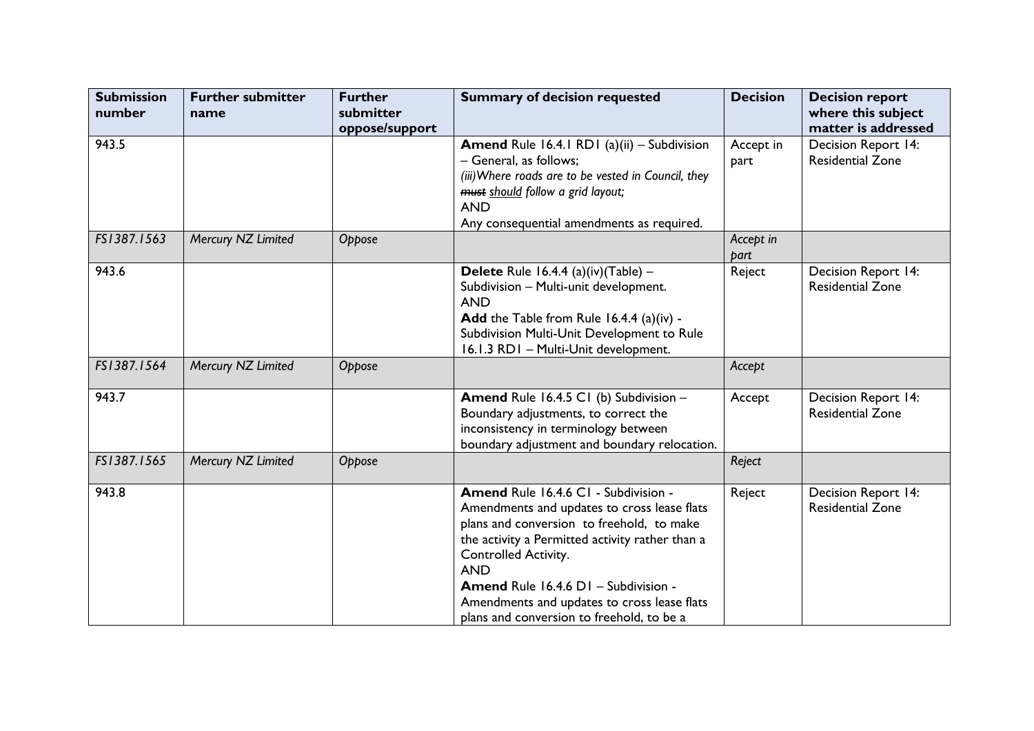| Submission number | Further submitter name | Further submitter oppose/support | Summary of decision requested | Decision | Decision report where this subject matter is addressed |
|---|---|---|---|---|---|
| 943.5 | | | **Amend** Rule 16.4.1 RD1 (a)(ii) – Subdivision – General, as follows;<br>*(iii) Where roads are to be vested in Council, they* ~~*must*~~ *<u>should</u> follow a grid layout;*<br>AND<br>Any consequential amendments as required. | Accept in part | Decision Report 14: Residential Zone |
| *FS1387.1563* | *Mercury NZ Limited* | *Oppose* | | *Accept in part* | |
| 943.6 | | | **Delete** Rule 16.4.4 (a)(iv)(Table) – Subdivision – Multi-unit development.<br>AND<br>**Add** the Table from Rule 16.4.4 (a)(iv) - Subdivision Multi-Unit Development to Rule 16.1.3 RD1 – Multi-Unit development. | Reject | Decision Report 14: Residential Zone |
| *FS1387.1564* | *Mercury NZ Limited* | *Oppose* | | *Accept* | |
| 943.7 | | | **Amend** Rule 16.4.5 C1 (b) Subdivision – Boundary adjustments, to correct the inconsistency in terminology between boundary adjustment and boundary relocation. | Accept | Decision Report 14: Residential Zone |
| *FS1387.1565* | *Mercury NZ Limited* | *Oppose* | | *Reject* | |
| 943.8 | | | **Amend** Rule 16.4.6 C1 - Subdivision - Amendments and updates to cross lease flats plans and conversion to freehold, to make the activity a Permitted activity rather than a Controlled Activity.<br>AND<br>**Amend** Rule 16.4.6 D1 – Subdivision - Amendments and updates to cross lease flats plans and conversion to freehold, to be a | Reject | Decision Report 14: Residential Zone |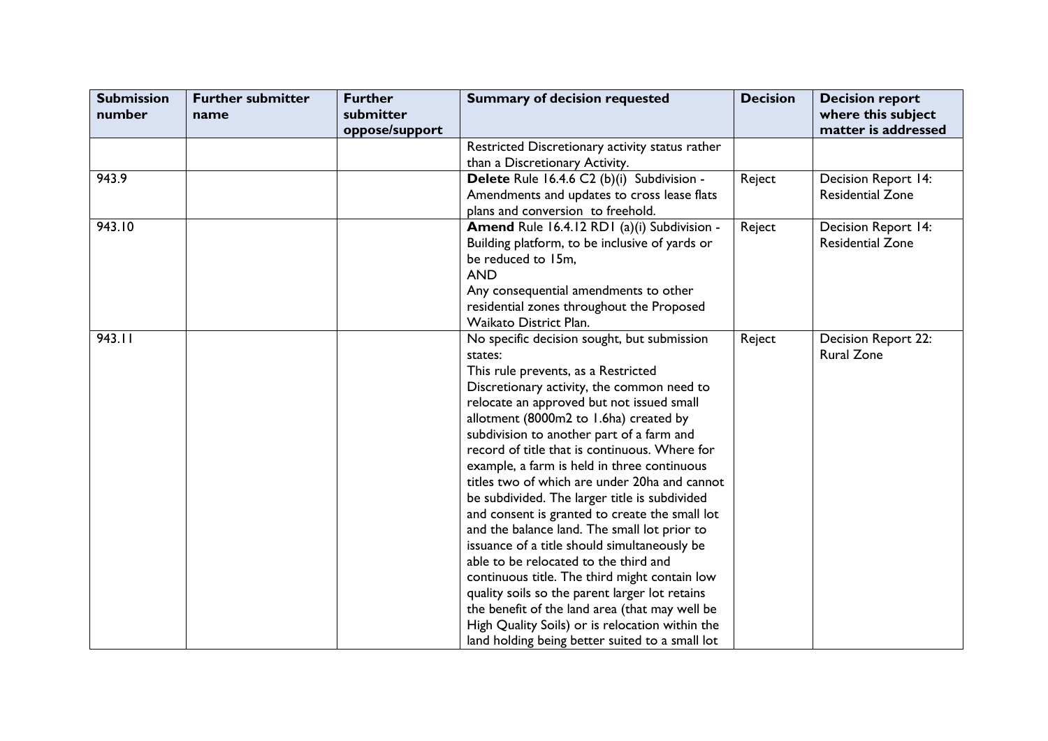| Submission number | Further submitter name | Further submitter oppose/support | Summary of decision requested | Decision | Decision report where this subject matter is addressed |
|---|---|---|---|---|---|
| | | | Restricted Discretionary activity status rather than a Discretionary Activity. | | |
| 943.9 | | | **Delete** Rule 16.4.6 C2 (b)(i) Subdivision - Amendments and updates to cross lease flats plans and conversion to freehold. | Reject | Decision Report 14: Residential Zone |
| 943.10 | | | **Amend** Rule 16.4.12 RD1 (a)(i) Subdivision - Building platform, to be inclusive of yards or be reduced to 15m, <br>AND <br>Any consequential amendments to other residential zones throughout the Proposed Waikato District Plan. | Reject | Decision Report 14: Residential Zone |
| 943.11 | | | No specific decision sought, but submission states: <br>This rule prevents, as a Restricted Discretionary activity, the common need to relocate an approved but not issued small allotment (8000m2 to 1.6ha) created by subdivision to another part of a farm and record of title that is continuous. Where for example, a farm is held in three continuous titles two of which are under 20ha and cannot be subdivided. The larger title is subdivided and consent is granted to create the small lot and the balance land. The small lot prior to issuance of a title should simultaneously be able to be relocated to the third and continuous title. The third might contain low quality soils so the parent larger lot retains the benefit of the land area (that may well be High Quality Soils) or is relocation within the land holding being better suited to a small lot | Reject | Decision Report 22: Rural Zone |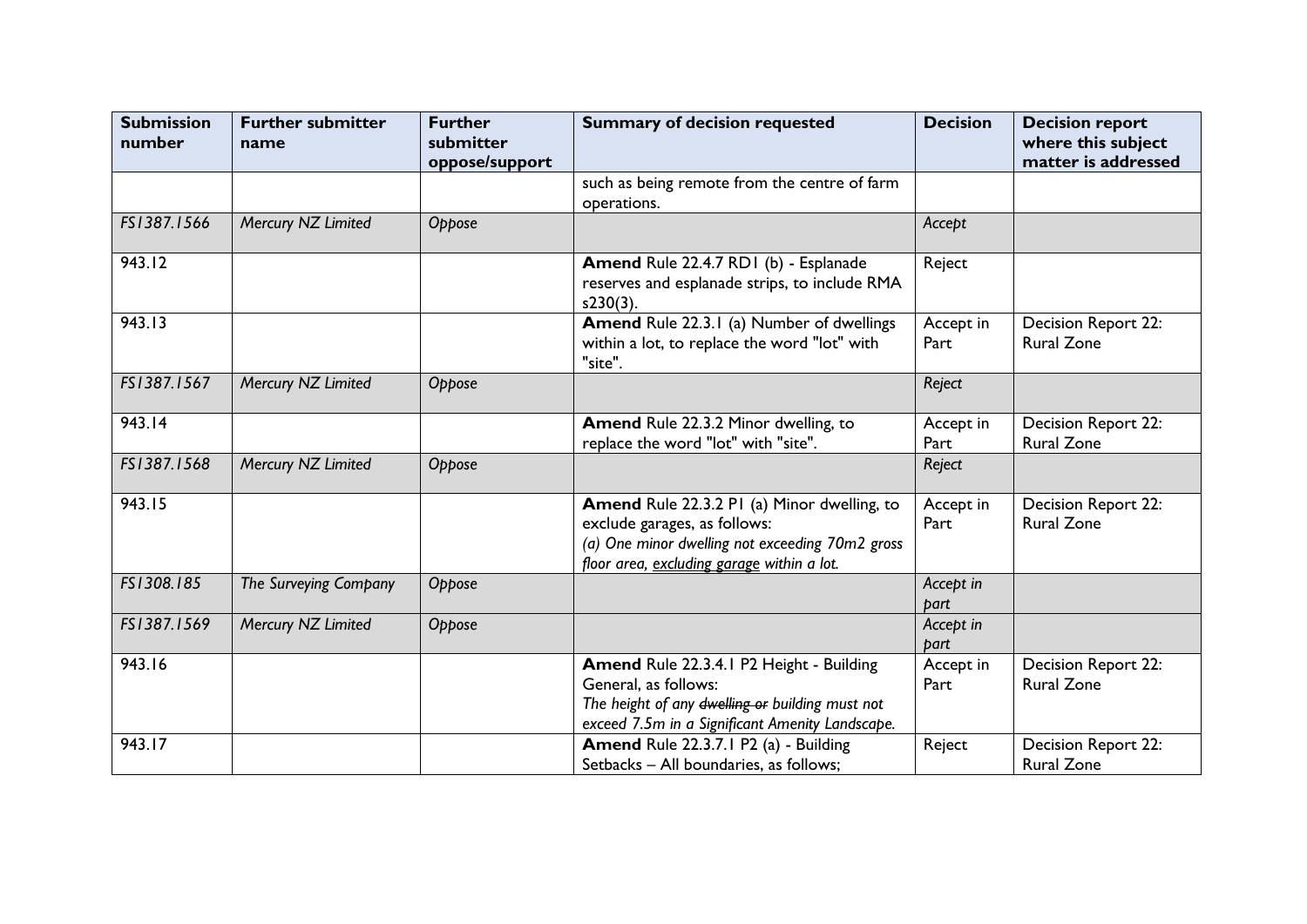| Submission number | Further submitter name | Further submitter oppose/support | Summary of decision requested | Decision | Decision report where this subject matter is addressed |
|---|---|---|---|---|---|
| | | | such as being remote from the centre of farm operations. | | |
| *FS1387.1566* | *Mercury NZ Limited* | *Oppose* | | *Accept* | |
| 943.12 | | | **Amend** Rule 22.4.7 RD1 (b) - Esplanade reserves and esplanade strips, to include RMA s230(3). | Reject | |
| 943.13 | | | **Amend** Rule 22.3.1 (a) Number of dwellings within a lot, to replace the word "lot" with "site". | Accept in Part | Decision Report 22: Rural Zone |
| *FS1387.1567* | *Mercury NZ Limited* | *Oppose* | | *Reject* | |
| 943.14 | | | **Amend** Rule 22.3.2 Minor dwelling, to replace the word "lot" with "site". | Accept in Part | Decision Report 22: Rural Zone |
| *FS1387.1568* | *Mercury NZ Limited* | *Oppose* | | *Reject* | |
| 943.15 | | | **Amend** Rule 22.3.2 P1 (a) Minor dwelling, to exclude garages, as follows:<br>*(a) One minor dwelling not exceeding 70m2 gross floor area, <u>excluding garage</u> within a lot.* | Accept in Part | Decision Report 22: Rural Zone |
| *FS1308.185* | *The Surveying Company* | *Oppose* | | *Accept in part* | |
| *FS1387.1569* | *Mercury NZ Limited* | *Oppose* | | *Accept in part* | |
| 943.16 | | | **Amend** Rule 22.3.4.1 P2 Height - Building General, as follows:<br>*The height of any ~~dwelling or~~ building must not exceed 7.5m in a Significant Amenity Landscape.* | Accept in Part | Decision Report 22: Rural Zone |
| 943.17 | | | **Amend** Rule 22.3.7.1 P2 (a) - Building Setbacks – All boundaries, as follows; | Reject | Decision Report 22: Rural Zone |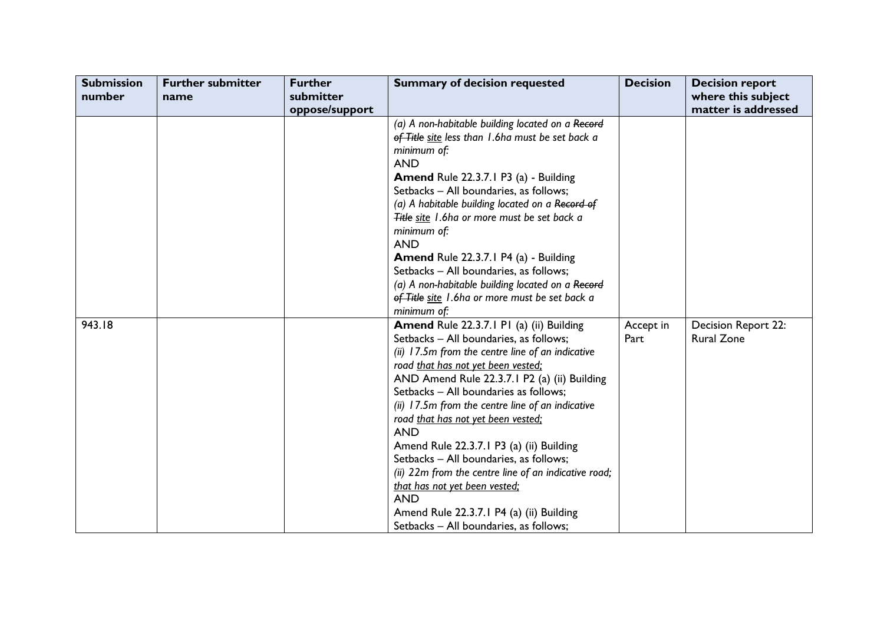| Submission number | Further submitter name | Further submitter oppose/support | Summary of decision requested | Decision | Decision report where this subject matter is addressed |
|---|---|---|---|---|---|
| | | | *(a) A non-habitable building located on a ~~Record of Title~~ <u>site</u> less than 1.6ha must be set back a minimum of:*<br>AND<br>**Amend** Rule 22.3.7.1 P3 (a) - Building Setbacks – All boundaries, as follows;<br>*(a) A habitable building located on a ~~Record of Title~~ <u>site</u> 1.6ha or more must be set back a minimum of:*<br>AND<br>**Amend** Rule 22.3.7.1 P4 (a) - Building Setbacks – All boundaries, as follows;<br>*(a) A non-habitable building located on a ~~Record of Title~~ <u>site</u> 1.6ha or more must be set back a minimum of:* | | |
| 943.18 | | | **Amend** Rule 22.3.7.1 P1 (a) (ii) Building Setbacks – All boundaries, as follows;<br>*(ii) 17.5m from the centre line of an indicative road <u>that has not yet been vested;</u>*<br>AND Amend Rule 22.3.7.1 P2 (a) (ii) Building Setbacks – All boundaries as follows;<br>*(ii) 17.5m from the centre line of an indicative road <u>that has not yet been vested;</u>*<br>AND<br>Amend Rule 22.3.7.1 P3 (a) (ii) Building Setbacks – All boundaries, as follows;<br>*(ii) 22m from the centre line of an indicative road; <u>that has not yet been vested;</u>*<br>AND<br>Amend Rule 22.3.7.1 P4 (a) (ii) Building Setbacks – All boundaries, as follows; | Accept in Part | Decision Report 22: Rural Zone |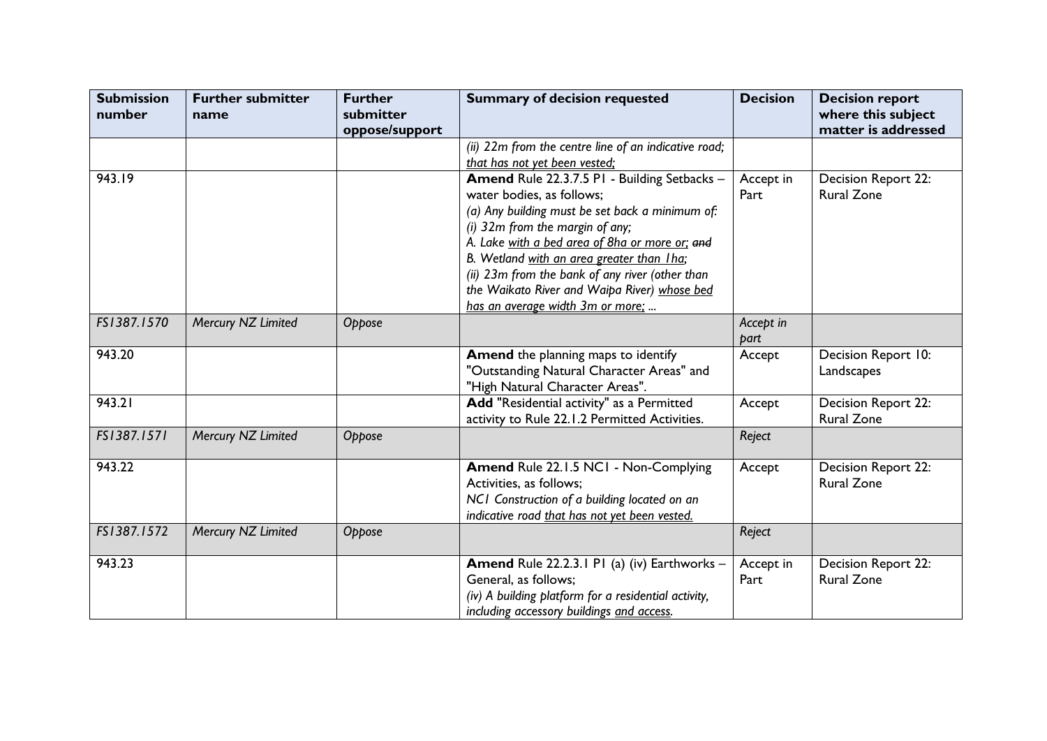| Submission number | Further submitter name | Further submitter oppose/support | Summary of decision requested | Decision | Decision report where this subject matter is addressed |
|---|---|---|---|---|---|
| | | | *(ii) 22m from the centre line of an indicative road; <u>that has not yet been vested;</u>* | | |
| 943.19 | | | **Amend** Rule 22.3.7.5 P1 - Building Setbacks – water bodies, as follows;<br>*(a) Any building must be set back a minimum of:*<br>*(i) 32m from the margin of any;*<br>*A. Lake <u>with a bed area of 8ha or more or;</u> ~~and~~*<br>*B. Wetland <u>with an area greater than 1ha;</u>*<br>*(ii) 23m from the bank of any river (other than the Waikato River and Waipa River) <u>whose bed has an average width 3m or more;</u> ...* | Accept in Part | Decision Report 22: Rural Zone |
| *FS1387.1570* | *Mercury NZ Limited* | *Oppose* | | *Accept in part* | |
| 943.20 | | | **Amend** the planning maps to identify "Outstanding Natural Character Areas" and "High Natural Character Areas". | Accept | Decision Report 10: Landscapes |
| 943.21 | | | **Add** "Residential activity" as a Permitted activity to Rule 22.1.2 Permitted Activities. | Accept | Decision Report 22: Rural Zone |
| *FS1387.1571* | *Mercury NZ Limited* | *Oppose* | | *Reject* | |
| 943.22 | | | **Amend** Rule 22.1.5 NC1 - Non-Complying Activities, as follows;<br>*NC1 Construction of a building located on an indicative road <u>that has not yet been vested.</u>* | Accept | Decision Report 22: Rural Zone |
| *FS1387.1572* | *Mercury NZ Limited* | *Oppose* | | *Reject* | |
| 943.23 | | | **Amend** Rule 22.2.3.1 P1 (a) (iv) Earthworks – General, as follows;<br>*(iv) A building platform for a residential activity, including accessory buildings <u>and access.</u>* | Accept in Part | Decision Report 22: Rural Zone |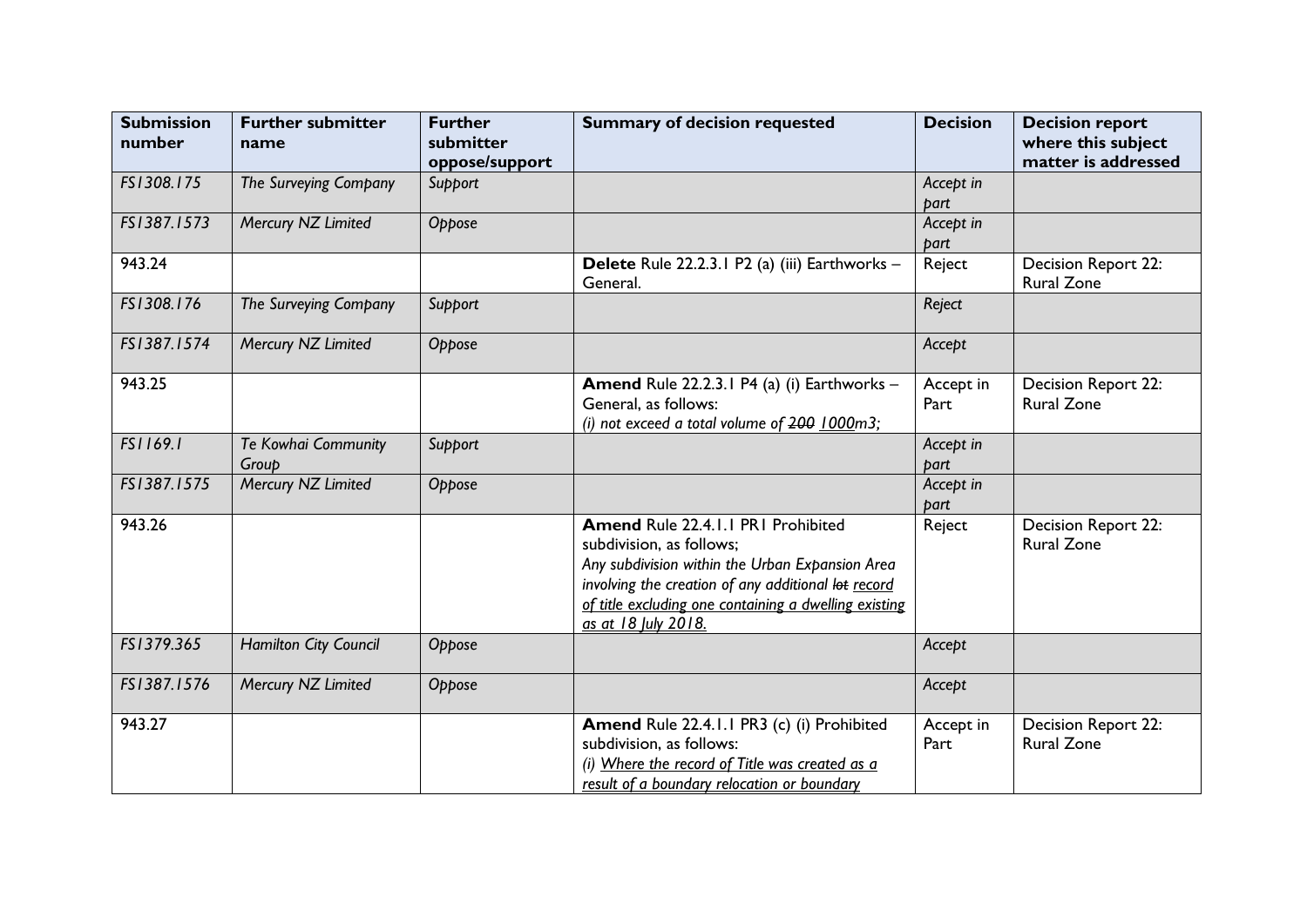| Submission number | Further submitter name | Further submitter oppose/support | Summary of decision requested | Decision | Decision report where this subject matter is addressed |
|---|---|---|---|---|---|
| *FS1308.175* | *The Surveying Company* | *Support* | | *Accept in part* | |
| *FS1387.1573* | *Mercury NZ Limited* | *Oppose* | | *Accept in part* | |
| 943.24 | | | **Delete** Rule 22.2.3.1 P2 (a) (iii) Earthworks – General. | Reject | Decision Report 22: Rural Zone |
| *FS1308.176* | *The Surveying Company* | *Support* | | *Reject* | |
| *FS1387.1574* | *Mercury NZ Limited* | *Oppose* | | *Accept* | |
| 943.25 | | | **Amend** Rule 22.2.3.1 P4 (a) (i) Earthworks – General, as follows: *(i) not exceed a total volume of ~~200~~ <u>1000</u>m3;* | Accept in Part | Decision Report 22: Rural Zone |
| *FS1169.1* | *Te Kowhai Community Group* | *Support* | | *Accept in part* | |
| *FS1387.1575* | *Mercury NZ Limited* | *Oppose* | | *Accept in part* | |
| 943.26 | | | **Amend** Rule 22.4.1.1 PR1 Prohibited subdivision, as follows; *Any subdivision within the Urban Expansion Area involving the creation of any additional ~~lot~~ <u>record of title excluding one containing a dwelling existing as at 18 July 2018.</u>* | Reject | Decision Report 22: Rural Zone |
| *FS1379.365* | *Hamilton City Council* | *Oppose* | | *Accept* | |
| *FS1387.1576* | *Mercury NZ Limited* | *Oppose* | | *Accept* | |
| 943.27 | | | **Amend** Rule 22.4.1.1 PR3 (c) (i) Prohibited subdivision, as follows: *(i) <u>Where the record of Title was created as a result of a boundary relocation or boundary</u>* | Accept in Part | Decision Report 22: Rural Zone |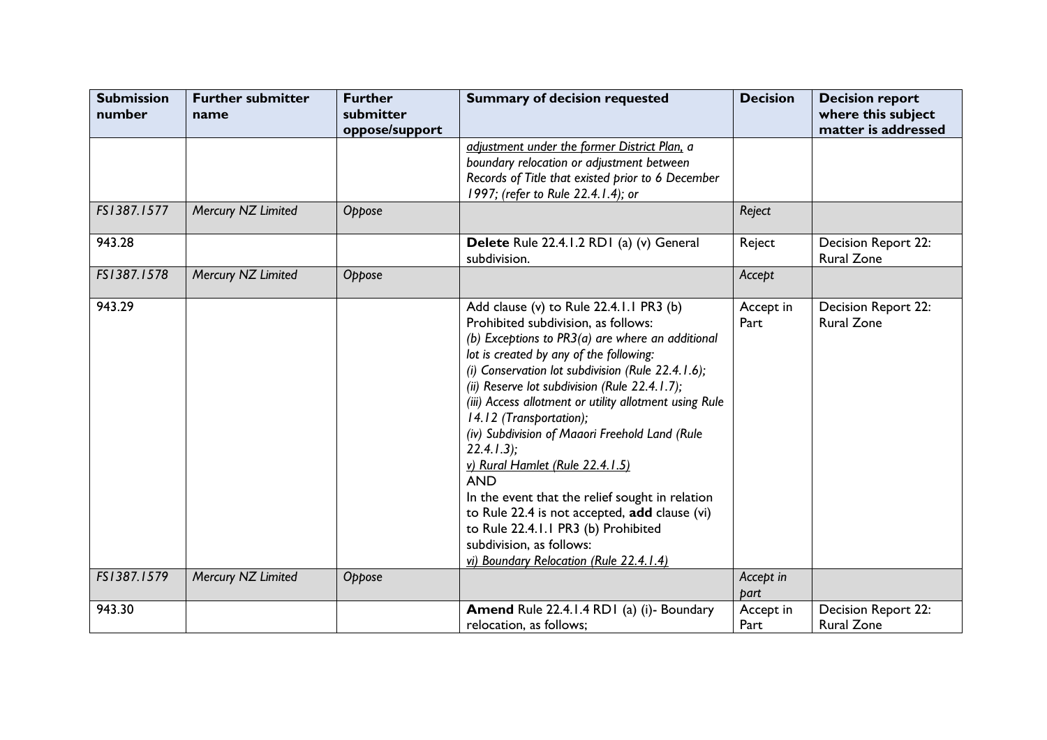| Submission number | Further submitter name | Further submitter oppose/support | Summary of decision requested | Decision | Decision report where this subject matter is addressed |
|---|---|---|---|---|---|
| | | | *<u>adjustment under the former District Plan</u>, a boundary relocation or adjustment between Records of Title that existed prior to 6 December 1997; (refer to Rule 22.4.1.4); or* | | |
| *FS1387.1577* | *Mercury NZ Limited* | *Oppose* | | *Reject* | |
| 943.28 | | | **Delete** Rule 22.4.1.2 RD1 (a) (v) General subdivision. | Reject | Decision Report 22: Rural Zone |
| *FS1387.1578* | *Mercury NZ Limited* | *Oppose* | | *Accept* | |
| 943.29 | | | Add clause (v) to Rule 22.4.1.1 PR3 (b) Prohibited subdivision, as follows:<br>*(b) Exceptions to PR3(a) are where an additional lot is created by any of the following:*<br>*(i) Conservation lot subdivision (Rule 22.4.1.6);*<br>*(ii) Reserve lot subdivision (Rule 22.4.1.7);*<br>*(iii) Access allotment or utility allotment using Rule 14.12 (Transportation);*<br>*(iv) Subdivision of Maaori Freehold Land (Rule 22.4.1.3);*<br>*<u>v) Rural Hamlet (Rule 22.4.1.5)</u>*<br>AND<br>In the event that the relief sought in relation to Rule 22.4 is not accepted, **add** clause (vi) to Rule 22.4.1.1 PR3 (b) Prohibited subdivision, as follows:<br>*<u>vi) Boundary Relocation (Rule 22.4.1.4)</u>* | Accept in Part | Decision Report 22: Rural Zone |
| *FS1387.1579* | *Mercury NZ Limited* | *Oppose* | | *Accept in part* | |
| 943.30 | | | **Amend** Rule 22.4.1.4 RD1 (a) (i)- Boundary relocation, as follows; | Accept in Part | Decision Report 22: Rural Zone |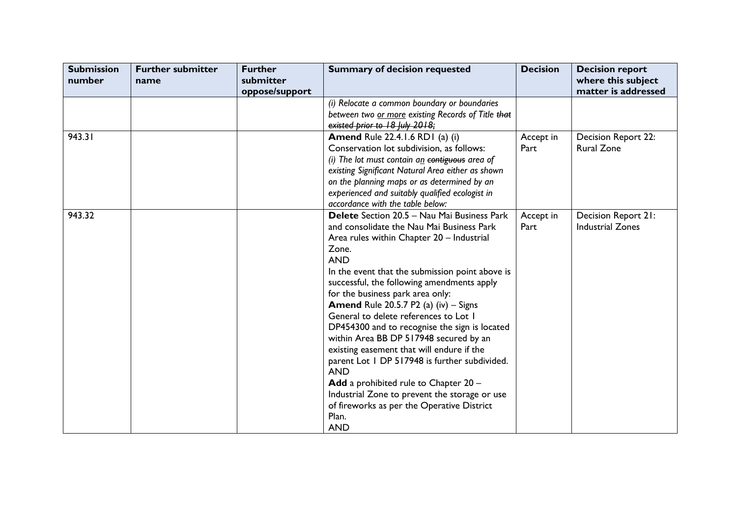| Submission number | Further submitter name | Further submitter oppose/support | Summary of decision requested | Decision | Decision report where this subject matter is addressed |
|---|---|---|---|---|---|
| | | | *(i) Relocate a common boundary or boundaries between two <u>or more</u> existing Records of Title ~~that existed prior to 18 July 2018;~~* | | |
| 943.31 | | | **Amend** Rule 22.4.1.6 RD1 (a) (i) Conservation lot subdivision, as follows:<br>*(i) The lot must contain a<u>n</u> ~~contiguous~~ area of existing Significant Natural Area either as shown on the planning maps or as determined by an experienced and suitably qualified ecologist in accordance with the table below:* | Accept in Part | Decision Report 22: Rural Zone |
| 943.32 | | | **Delete** Section 20.5 – Nau Mai Business Park and consolidate the Nau Mai Business Park Area rules within Chapter 20 – Industrial Zone.<br>AND<br>In the event that the submission point above is successful, the following amendments apply for the business park area only:<br>**Amend** Rule 20.5.7 P2 (a) (iv) – Signs General to delete references to Lot 1 DP454300 and to recognise the sign is located within Area BB DP 517948 secured by an existing easement that will endure if the parent Lot 1 DP 517948 is further subdivided.<br>AND<br>**Add** a prohibited rule to Chapter 20 – Industrial Zone to prevent the storage or use of fireworks as per the Operative District Plan.<br>AND | Accept in Part | Decision Report 21: Industrial Zones |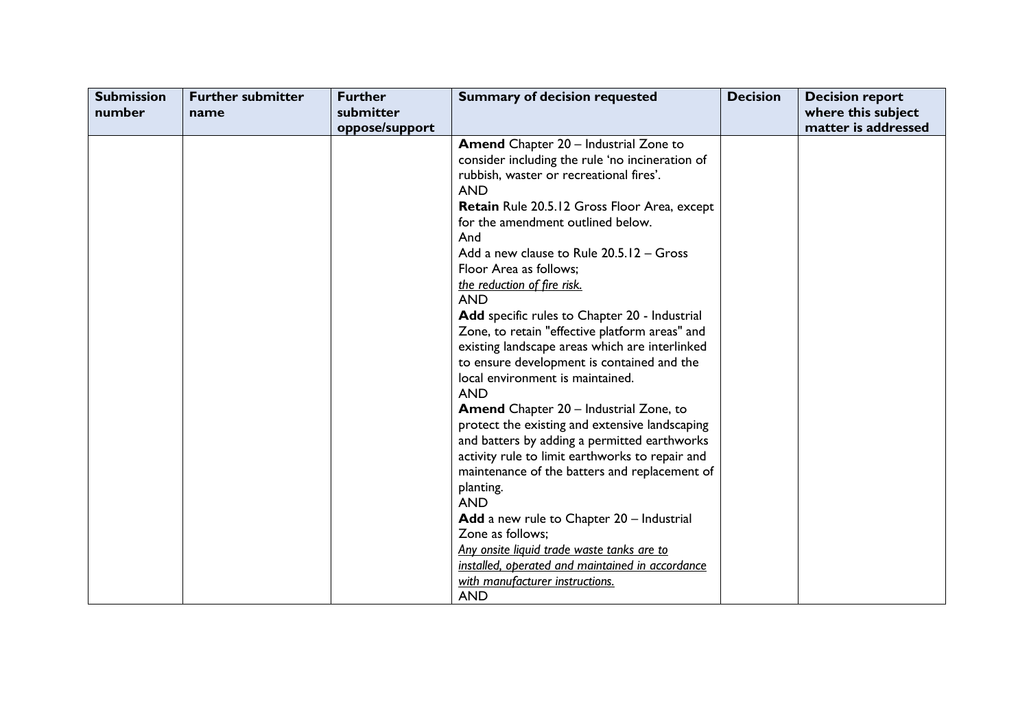| Submission number | Further submitter name | Further submitter oppose/support | Summary of decision requested | Decision | Decision report where this subject matter is addressed |
| --- | --- | --- | --- | --- | --- |
| | | | **Amend** Chapter 20 – Industrial Zone to consider including the rule 'no incineration of rubbish, waste or recreational fires'.<br>AND<br>**Retain** Rule 20.5.12 Gross Floor Area, except for the amendment outlined below.<br>And<br>Add a new clause to Rule 20.5.12 – Gross Floor Area as follows;<br>*the reduction of fire risk.*<br>AND<br>**Add** specific rules to Chapter 20 - Industrial Zone, to retain "effective platform areas" and existing landscape areas which are interlinked to ensure development is contained and the local environment is maintained.<br>AND<br>**Amend** Chapter 20 – Industrial Zone, to protect the existing and extensive landscaping and batters by adding a permitted earthworks activity rule to limit earthworks to repair and maintenance of the batters and replacement of planting.<br>AND<br>**Add** a new rule to Chapter 20 – Industrial Zone as follows;<br>*Any onsite liquid trade waste tanks are to installed, operated and maintained in accordance with manufacturer instructions.*<br>AND | | |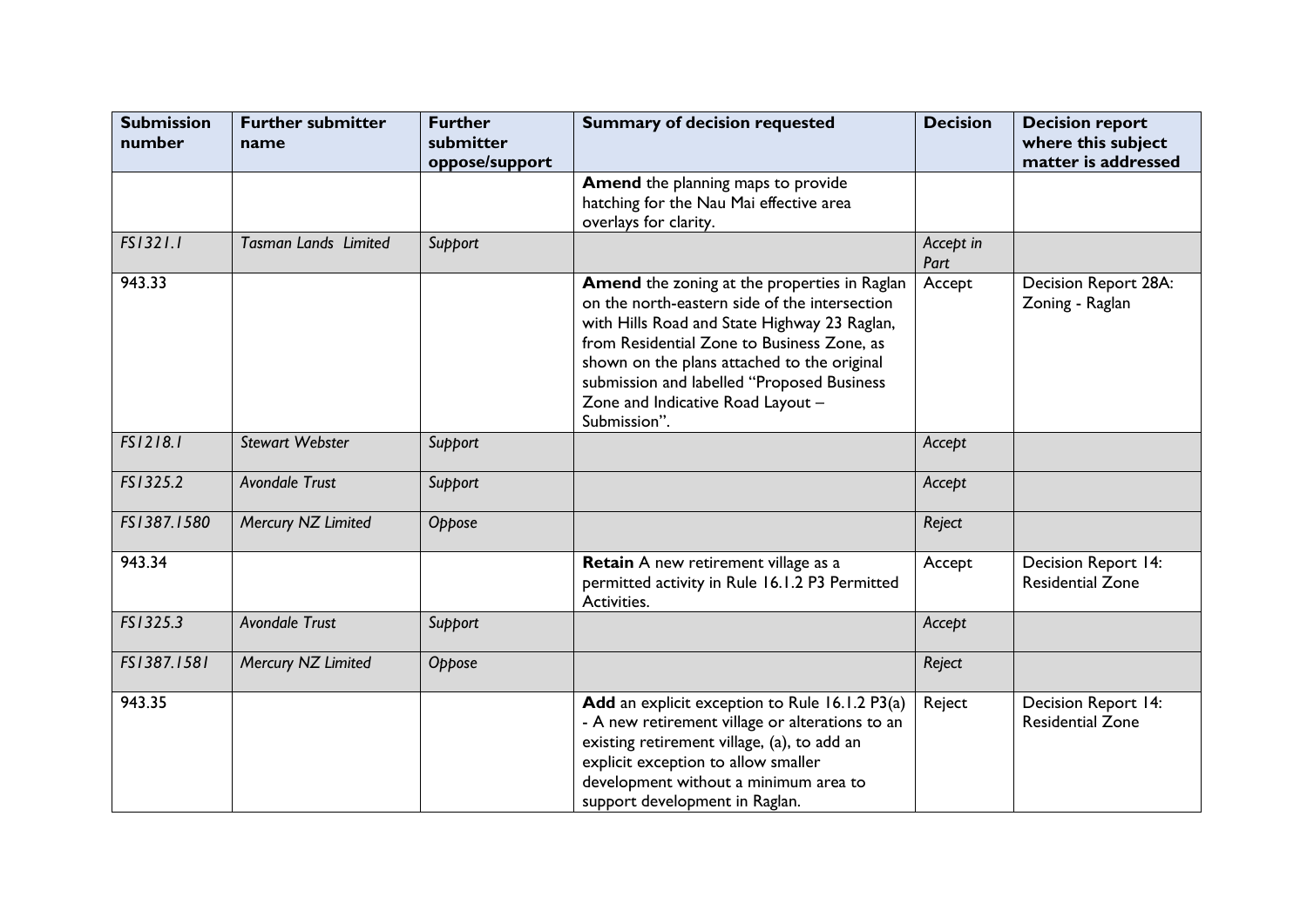| Submission number | Further submitter name | Further submitter oppose/support | Summary of decision requested | Decision | Decision report where this subject matter is addressed |
|---|---|---|---|---|---|
| | | | **Amend** the planning maps to provide hatching for the Nau Mai effective area overlays for clarity. | | |
| *FS1321.1* | *Tasman Lands Limited* | *Support* | | *Accept in Part* | |
| 943.33 | | | **Amend** the zoning at the properties in Raglan on the north-eastern side of the intersection with Hills Road and State Highway 23 Raglan, from Residential Zone to Business Zone, as shown on the plans attached to the original submission and labelled "Proposed Business Zone and Indicative Road Layout – Submission". | Accept | Decision Report 28A: Zoning - Raglan |
| *FS1218.1* | *Stewart Webster* | *Support* | | *Accept* | |
| *FS1325.2* | *Avondale Trust* | *Support* | | *Accept* | |
| *FS1387.1580* | *Mercury NZ Limited* | *Oppose* | | *Reject* | |
| 943.34 | | | **Retain** A new retirement village as a permitted activity in Rule 16.1.2 P3 Permitted Activities. | Accept | Decision Report 14: Residential Zone |
| *FS1325.3* | *Avondale Trust* | *Support* | | *Accept* | |
| *FS1387.1581* | *Mercury NZ Limited* | *Oppose* | | *Reject* | |
| 943.35 | | | **Add** an explicit exception to Rule 16.1.2 P3(a) - A new retirement village or alterations to an existing retirement village, (a), to add an explicit exception to allow smaller development without a minimum area to support development in Raglan. | Reject | Decision Report 14: Residential Zone |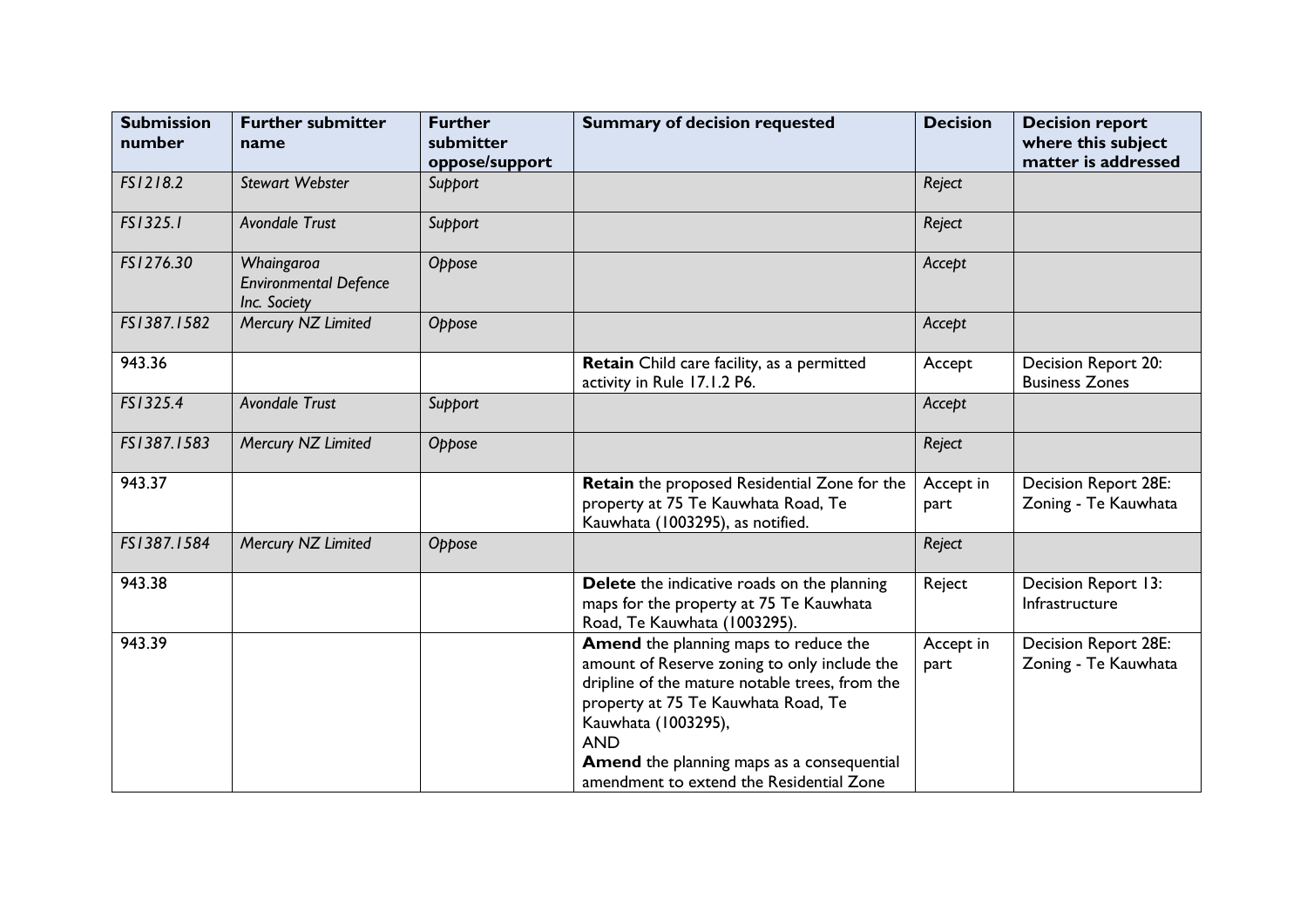| Submission number | Further submitter name | Further submitter oppose/support | Summary of decision requested | Decision | Decision report where this subject matter is addressed |
|---|---|---|---|---|---|
| *FS1218.2* | *Stewart Webster* | *Support* | | *Reject* | |
| *FS1325.1* | *Avondale Trust* | *Support* | | *Reject* | |
| *FS1276.30* | *Whaingaroa Environmental Defence Inc. Society* | *Oppose* | | *Accept* | |
| *FS1387.1582* | *Mercury NZ Limited* | *Oppose* | | *Accept* | |
| 943.36 | | | **Retain** Child care facility, as a permitted activity in Rule 17.1.2 P6. | Accept | Decision Report 20: Business Zones |
| *FS1325.4* | *Avondale Trust* | *Support* | | *Accept* | |
| *FS1387.1583* | *Mercury NZ Limited* | *Oppose* | | *Reject* | |
| 943.37 | | | **Retain** the proposed Residential Zone for the property at 75 Te Kauwhata Road, Te Kauwhata (1003295), as notified. | Accept in part | Decision Report 28E: Zoning - Te Kauwhata |
| *FS1387.1584* | *Mercury NZ Limited* | *Oppose* | | *Reject* | |
| 943.38 | | | **Delete** the indicative roads on the planning maps for the property at 75 Te Kauwhata Road, Te Kauwhata (1003295). | Reject | Decision Report 13: Infrastructure |
| 943.39 | | | **Amend** the planning maps to reduce the amount of Reserve zoning to only include the dripline of the mature notable trees, from the property at 75 Te Kauwhata Road, Te Kauwhata (1003295), AND **Amend** the planning maps as a consequential amendment to extend the Residential Zone | Accept in part | Decision Report 28E: Zoning - Te Kauwhata |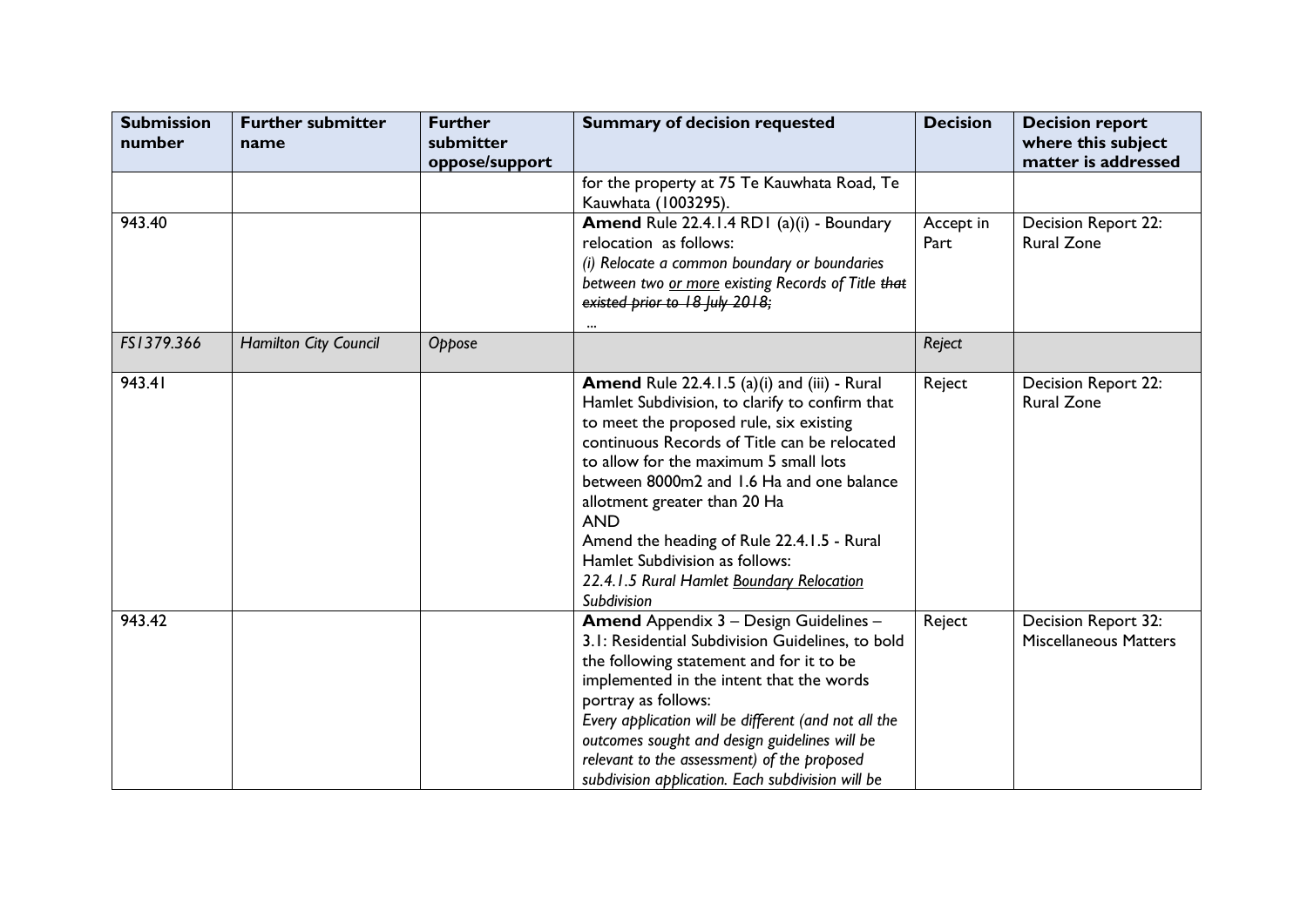| Submission number | Further submitter name | Further submitter oppose/support | Summary of decision requested | Decision | Decision report where this subject matter is addressed |
|---|---|---|---|---|---|
| | | | for the property at 75 Te Kauwhata Road, Te Kauwhata (1003295). | | |
| 943.40 | | | **Amend** Rule 22.4.1.4 RD1 (a)(i) - Boundary relocation as follows:<br>*(i) Relocate a common boundary or boundaries between two <u>or more</u> existing Records of Title ~~that existed prior to 18 July 2018;~~*<br>*...* | Accept in Part | Decision Report 22: Rural Zone |
| *FS1379.366* | *Hamilton City Council* | *Oppose* | | *Reject* | |
| 943.41 | | | **Amend** Rule 22.4.1.5 (a)(i) and (iii) - Rural Hamlet Subdivision, to clarify to confirm that to meet the proposed rule, six existing continuous Records of Title can be relocated to allow for the maximum 5 small lots between 8000m2 and 1.6 Ha and one balance allotment greater than 20 Ha<br>AND<br>Amend the heading of Rule 22.4.1.5 - Rural Hamlet Subdivision as follows:<br>*22.4.1.5 Rural Hamlet <u>Boundary Relocation</u> Subdivision* | Reject | Decision Report 22: Rural Zone |
| 943.42 | | | **Amend** Appendix 3 – Design Guidelines – 3.1: Residential Subdivision Guidelines, to bold the following statement and for it to be implemented in the intent that the words portray as follows:<br>*Every application will be different (and not all the outcomes sought and design guidelines will be relevant to the assessment) of the proposed subdivision application. Each subdivision will be* | Reject | Decision Report 32: Miscellaneous Matters |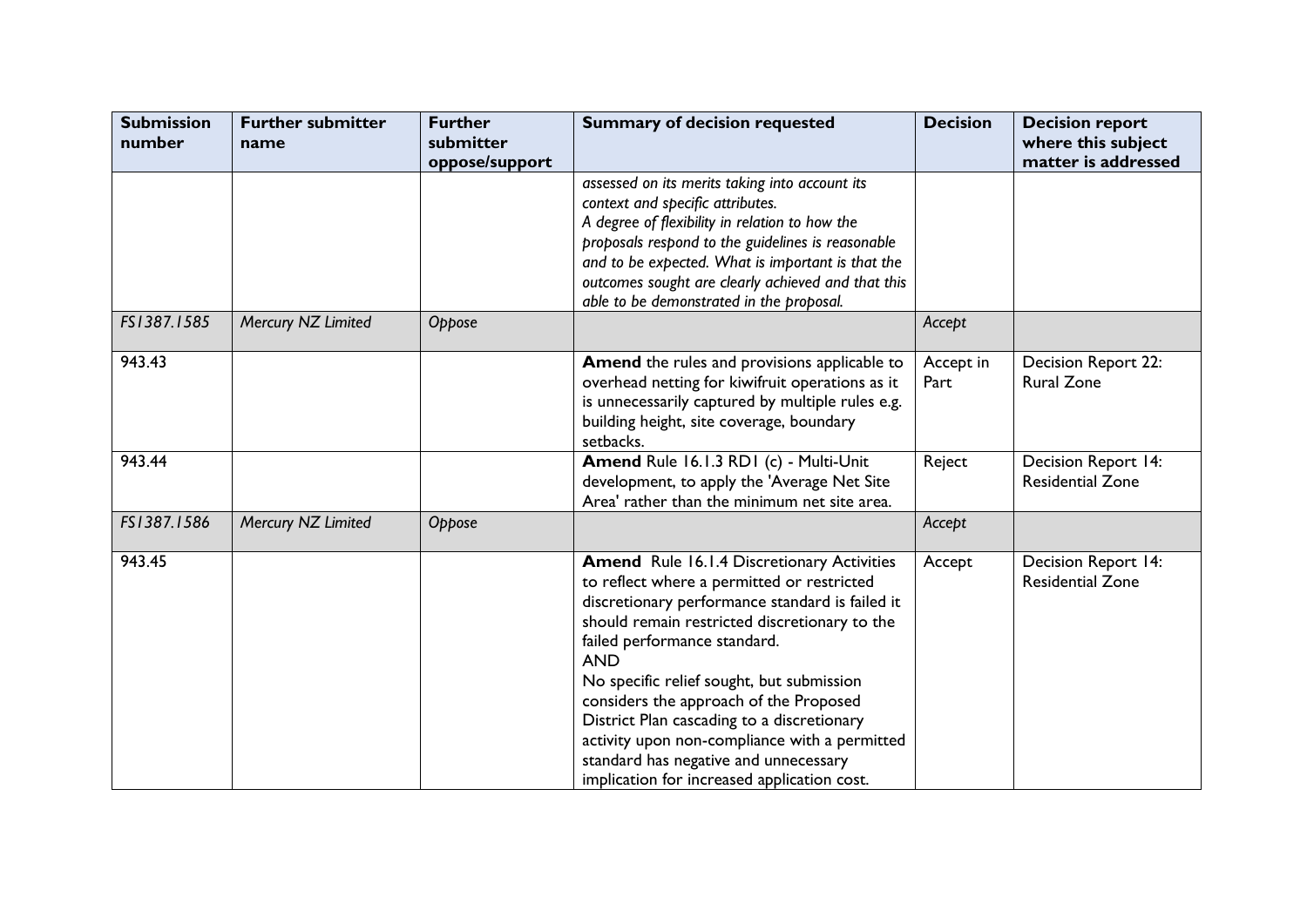| Submission number | Further submitter name | Further submitter oppose/support | Summary of decision requested | Decision | Decision report where this subject matter is addressed |
|---|---|---|---|---|---|
| | | | *assessed on its merits taking into account its context and specific attributes.*<br>*A degree of flexibility in relation to how the proposals respond to the guidelines is reasonable and to be expected. What is important is that the outcomes sought are clearly achieved and that this able to be demonstrated in the proposal.* | | |
| *FS1387.1585* | *Mercury NZ Limited* | *Oppose* | | *Accept* | |
| 943.43 | | | **Amend** the rules and provisions applicable to overhead netting for kiwifruit operations as it is unnecessarily captured by multiple rules e.g. building height, site coverage, boundary setbacks. | Accept in Part | Decision Report 22: Rural Zone |
| 943.44 | | | **Amend** Rule 16.1.3 RD1 (c) - Multi-Unit development, to apply the 'Average Net Site Area' rather than the minimum net site area. | Reject | Decision Report 14: Residential Zone |
| *FS1387.1586* | *Mercury NZ Limited* | *Oppose* | | *Accept* | |
| 943.45 | | | **Amend** Rule 16.1.4 Discretionary Activities to reflect where a permitted or restricted discretionary performance standard is failed it should remain restricted discretionary to the failed performance standard.<br>AND<br>No specific relief sought, but submission considers the approach of the Proposed District Plan cascading to a discretionary activity upon non-compliance with a permitted standard has negative and unnecessary implication for increased application cost. | Accept | Decision Report 14: Residential Zone |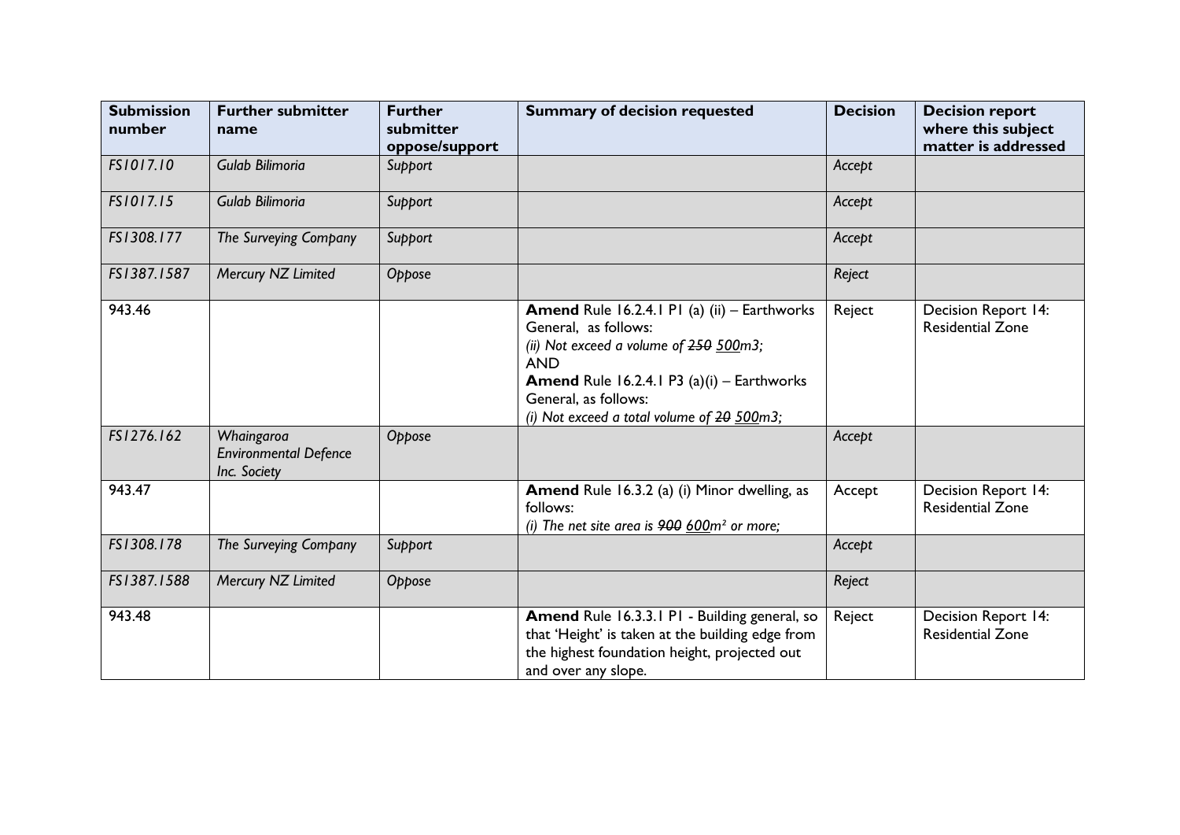| Submission number | Further submitter name | Further submitter oppose/support | Summary of decision requested | Decision | Decision report where this subject matter is addressed |
|---|---|---|---|---|---|
| *FS1017.10* | *Gulab Bilimoria* | *Support* | | *Accept* | |
| *FS1017.15* | *Gulab Bilimoria* | *Support* | | *Accept* | |
| *FS1308.177* | *The Surveying Company* | *Support* | | *Accept* | |
| *FS1387.1587* | *Mercury NZ Limited* | *Oppose* | | *Reject* | |
| 943.46 | | | **Amend** Rule 16.2.4.1 P1 (a) (ii) – Earthworks General, as follows:<br>*(ii) Not exceed a volume of ~~250~~ <u>500</u>m3;*<br>AND<br>**Amend** Rule 16.2.4.1 P3 (a)(i) – Earthworks General, as follows:<br>*(i) Not exceed a total volume of ~~20~~ <u>500</u>m3;* | Reject | Decision Report 14: Residential Zone |
| *FS1276.162* | *Whaingaroa Environmental Defence Inc. Society* | *Oppose* | | *Accept* | |
| 943.47 | | | **Amend** Rule 16.3.2 (a) (i) Minor dwelling, as follows:<br>*(i) The net site area is ~~900~~ <u>600</u>m² or more;* | Accept | Decision Report 14: Residential Zone |
| *FS1308.178* | *The Surveying Company* | *Support* | | *Accept* | |
| *FS1387.1588* | *Mercury NZ Limited* | *Oppose* | | *Reject* | |
| 943.48 | | | **Amend** Rule 16.3.3.1 P1 - Building general, so that 'Height' is taken at the building edge from the highest foundation height, projected out and over any slope. | Reject | Decision Report 14: Residential Zone |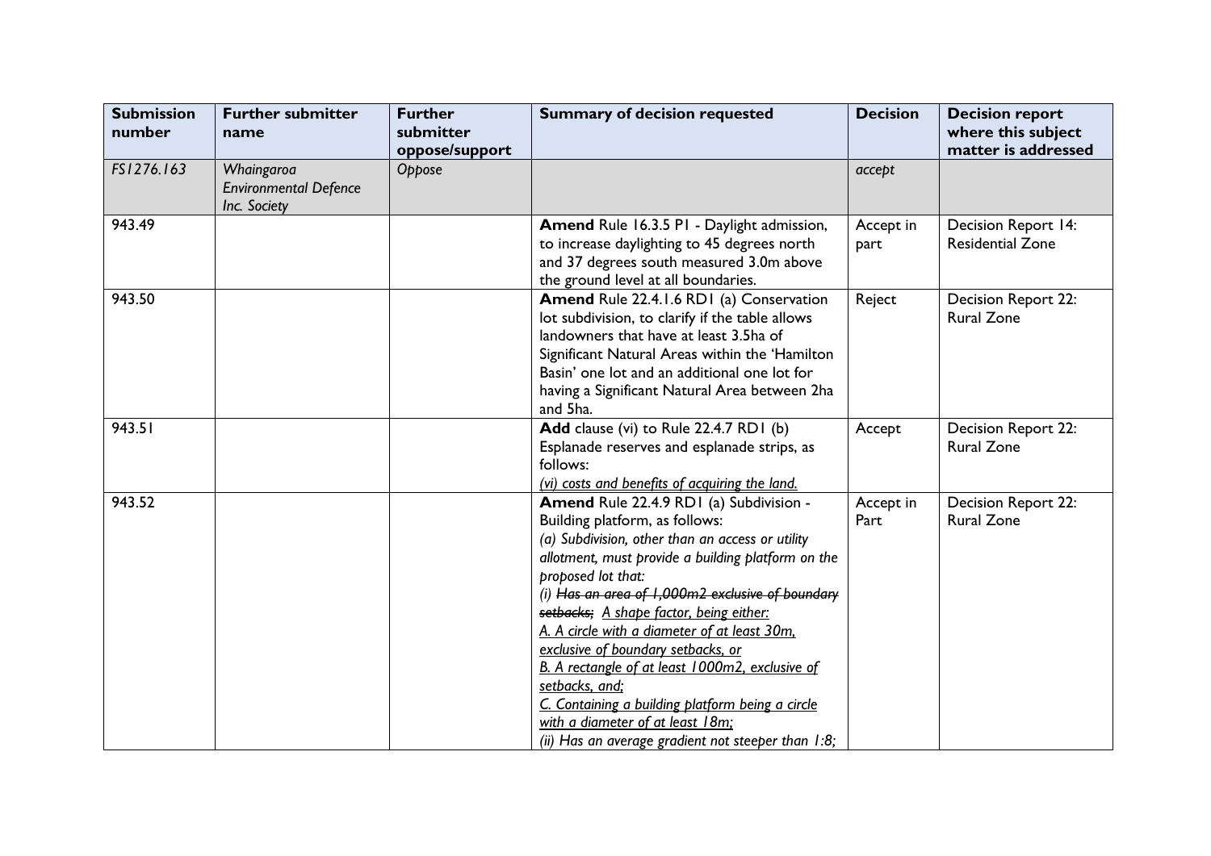| Submission number | Further submitter name | Further submitter oppose/support | Summary of decision requested | Decision | Decision report where this subject matter is addressed |
|---|---|---|---|---|---|
| *FS1276.163* | *Whaingaroa Environmental Defence Inc. Society* | *Oppose* | | *accept* | |
| 943.49 | | | **Amend** Rule 16.3.5 P1 - Daylight admission, to increase daylighting to 45 degrees north and 37 degrees south measured 3.0m above the ground level at all boundaries. | Accept in part | Decision Report 14: Residential Zone |
| 943.50 | | | **Amend** Rule 22.4.1.6 RD1 (a) Conservation lot subdivision, to clarify if the table allows landowners that have at least 3.5ha of Significant Natural Areas within the 'Hamilton Basin' one lot and an additional one lot for having a Significant Natural Area between 2ha and 5ha. | Reject | Decision Report 22: Rural Zone |
| 943.51 | | | **Add** clause (vi) to Rule 22.4.7 RD1 (b) Esplanade reserves and esplanade strips, as follows:<br><u>*(vi) costs and benefits of acquiring the land.*</u> | Accept | Decision Report 22: Rural Zone |
| 943.52 | | | **Amend** Rule 22.4.9 RD1 (a) Subdivision - Building platform, as follows:<br>*(a) Subdivision, other than an access or utility allotment, must provide a building platform on the proposed lot that:*<br>*(i) ~~Has an area of 1,000m2 exclusive of boundary setbacks;~~ <u>A shape factor, being either:</u>*<br><u>*A. A circle with a diameter of at least 30m, exclusive of boundary setbacks, or*</u><br><u>*B. A rectangle of at least 1000m2, exclusive of setbacks, and;*</u><br><u>*C. Containing a building platform being a circle with a diameter of at least 18m;*</u><br>*(ii) Has an average gradient not steeper than 1:8;* | Accept in Part | Decision Report 22: Rural Zone |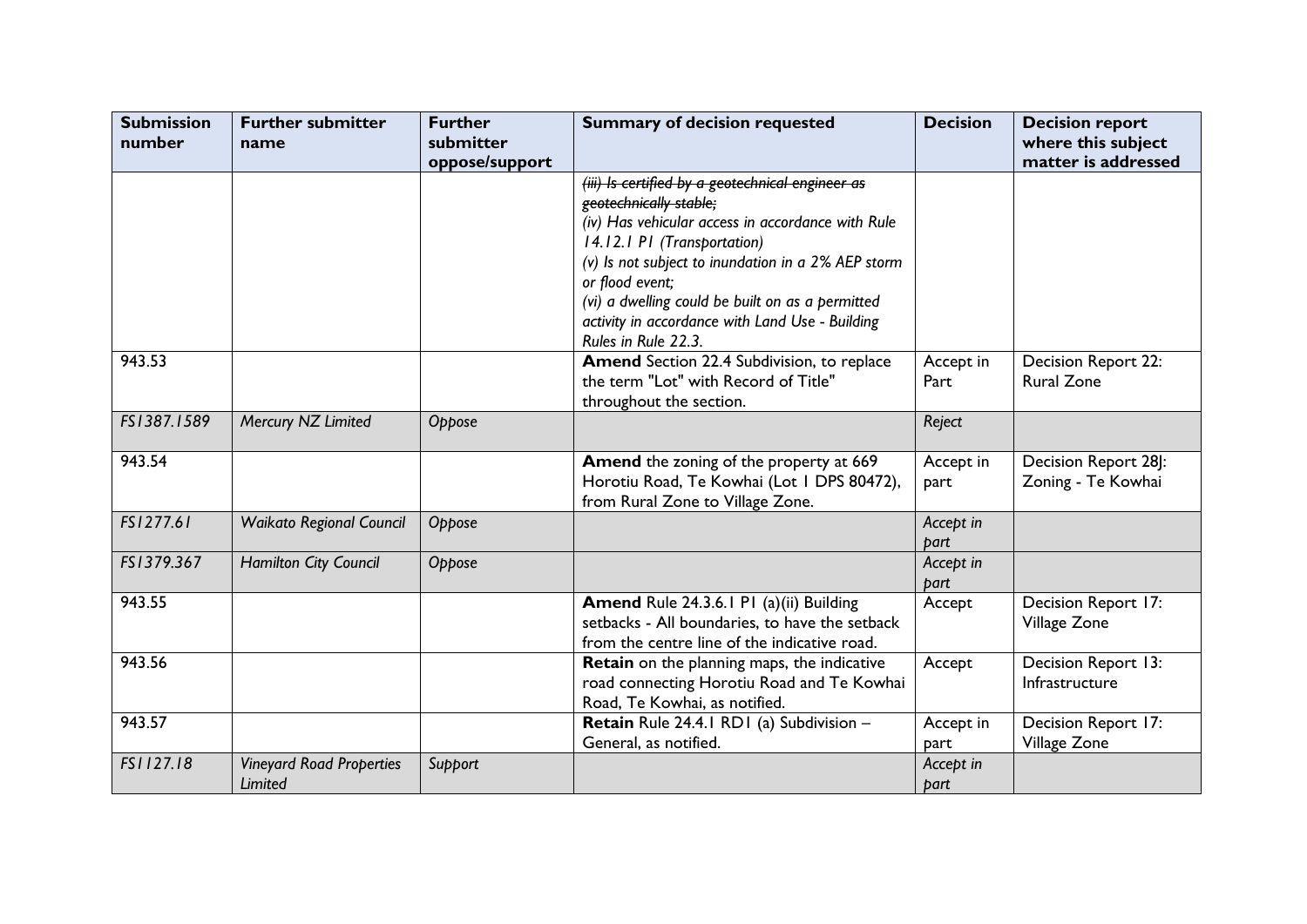| Submission number | Further submitter name | Further submitter oppose/support | Summary of decision requested | Decision | Decision report where this subject matter is addressed |
|---|---|---|---|---|---|
| | | | ~~*(iii) Is certified by a geotechnical engineer as geotechnically stable;*~~<br>*(iv) Has vehicular access in accordance with Rule 14.12.1 P1 (Transportation)*<br>*(v) Is not subject to inundation in a 2% AEP storm or flood event;*<br>*(vi) a dwelling could be built on as a permitted activity in accordance with Land Use - Building Rules in Rule 22.3.* | | |
| 943.53 | | | **Amend** Section 22.4 Subdivision, to replace the term "Lot" with Record of Title" throughout the section. | Accept in Part | Decision Report 22: Rural Zone |
| *FS1387.1589* | *Mercury NZ Limited* | *Oppose* | | *Reject* | |
| 943.54 | | | **Amend** the zoning of the property at 669 Horotiu Road, Te Kowhai (Lot 1 DPS 80472), from Rural Zone to Village Zone. | Accept in part | Decision Report 28J: Zoning - Te Kowhai |
| *FS1277.61* | *Waikato Regional Council* | *Oppose* | | *Accept in part* | |
| *FS1379.367* | *Hamilton City Council* | *Oppose* | | *Accept in part* | |
| 943.55 | | | **Amend** Rule 24.3.6.1 P1 (a)(ii) Building setbacks - All boundaries, to have the setback from the centre line of the indicative road. | Accept | Decision Report 17: Village Zone |
| 943.56 | | | **Retain** on the planning maps, the indicative road connecting Horotiu Road and Te Kowhai Road, Te Kowhai, as notified. | Accept | Decision Report 13: Infrastructure |
| 943.57 | | | **Retain** Rule 24.4.1 RD1 (a) Subdivision – General, as notified. | Accept in part | Decision Report 17: Village Zone |
| *FS1127.18* | *Vineyard Road Properties Limited* | *Support* | | *Accept in part* | |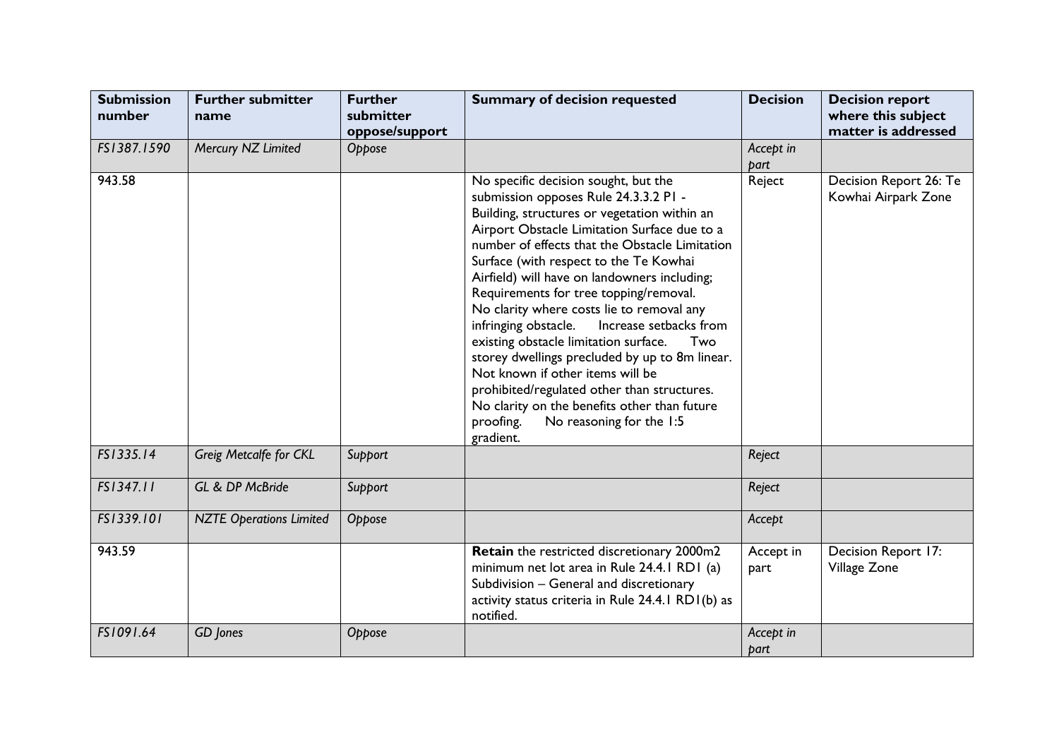| Submission number | Further submitter name | Further submitter oppose/support | Summary of decision requested | Decision | Decision report where this subject matter is addressed |
|---|---|---|---|---|---|
| *FS1387.1590* | *Mercury NZ Limited* | *Oppose* | | *Accept in part* | |
| 943.58 | | | No specific decision sought, but the submission opposes Rule 24.3.3.2 P1 - Building, structures or vegetation within an Airport Obstacle Limitation Surface due to a number of effects that the Obstacle Limitation Surface (with respect to the Te Kowhai Airfield) will have on landowners including; Requirements for tree topping/removal. No clarity where costs lie to removal any infringing obstacle. Increase setbacks from existing obstacle limitation surface. Two storey dwellings precluded by up to 8m linear. Not known if other items will be prohibited/regulated other than structures. No clarity on the benefits other than future proofing. No reasoning for the 1:5 gradient. | Reject | Decision Report 26: Te Kowhai Airpark Zone |
| *FS1335.14* | *Greig Metcalfe for CKL* | *Support* | | *Reject* | |
| *FS1347.11* | *GL & DP McBride* | *Support* | | *Reject* | |
| *FS1339.101* | *NZTE Operations Limited* | *Oppose* | | *Accept* | |
| 943.59 | | | **Retain** the restricted discretionary 2000m2 minimum net lot area in Rule 24.4.1 RD1 (a) Subdivision – General and discretionary activity status criteria in Rule 24.4.1 RD1(b) as notified. | Accept in part | Decision Report 17: Village Zone |
| *FS1091.64* | *GD Jones* | *Oppose* | | *Accept in part* | |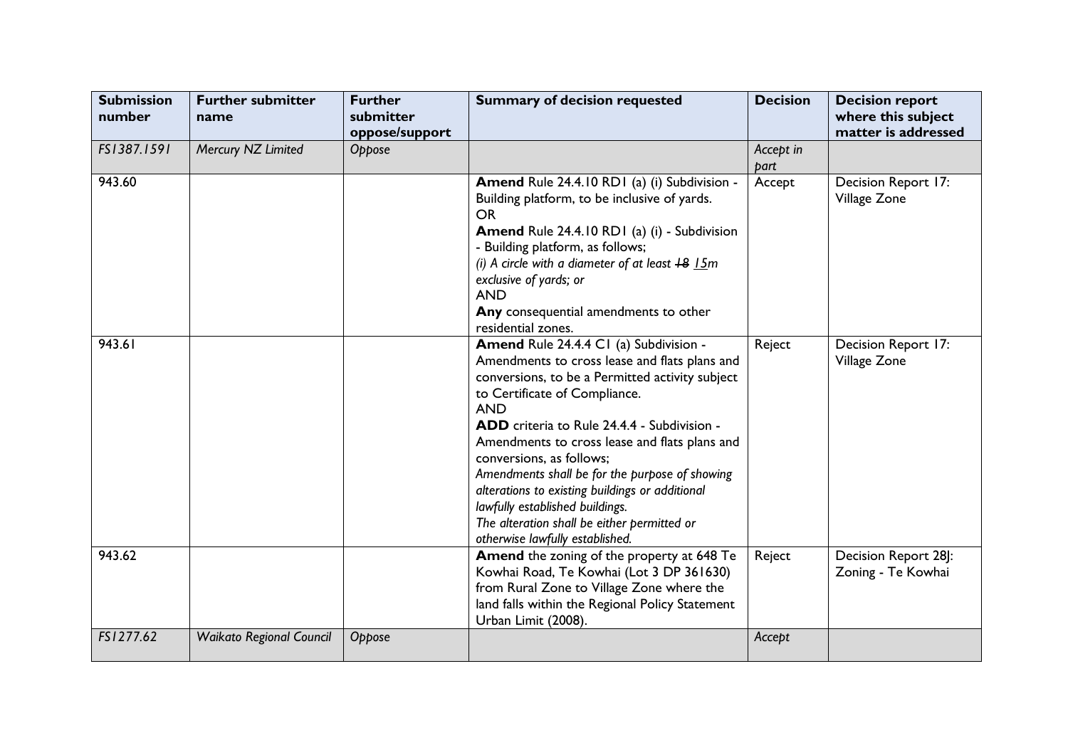| Submission number | Further submitter name | Further submitter oppose/support | Summary of decision requested | Decision | Decision report where this subject matter is addressed |
|---|---|---|---|---|---|
| *FS1387.1591* | *Mercury NZ Limited* | *Oppose* | | *Accept in part* | |
| 943.60 | | | **Amend** Rule 24.4.10 RD1 (a) (i) Subdivision - Building platform, to be inclusive of yards.<br>OR<br>**Amend** Rule 24.4.10 RD1 (a) (i) - Subdivision - Building platform, as follows;<br>*(i) A circle with a diameter of at least ~~18~~ <u>15</u>m exclusive of yards; or*<br>AND<br>**Any** consequential amendments to other residential zones. | Accept | Decision Report 17: Village Zone |
| 943.61 | | | **Amend** Rule 24.4.4 C1 (a) Subdivision - Amendments to cross lease and flats plans and conversions, to be a Permitted activity subject to Certificate of Compliance.<br>AND<br>**ADD** criteria to Rule 24.4.4 - Subdivision - Amendments to cross lease and flats plans and conversions, as follows;<br>*Amendments shall be for the purpose of showing alterations to existing buildings or additional lawfully established buildings.*<br>*The alteration shall be either permitted or otherwise lawfully established.* | Reject | Decision Report 17: Village Zone |
| 943.62 | | | **Amend** the zoning of the property at 648 Te Kowhai Road, Te Kowhai (Lot 3 DP 361630) from Rural Zone to Village Zone where the land falls within the Regional Policy Statement Urban Limit (2008). | Reject | Decision Report 28J: Zoning - Te Kowhai |
| *FS1277.62* | *Waikato Regional Council* | *Oppose* | | *Accept* | |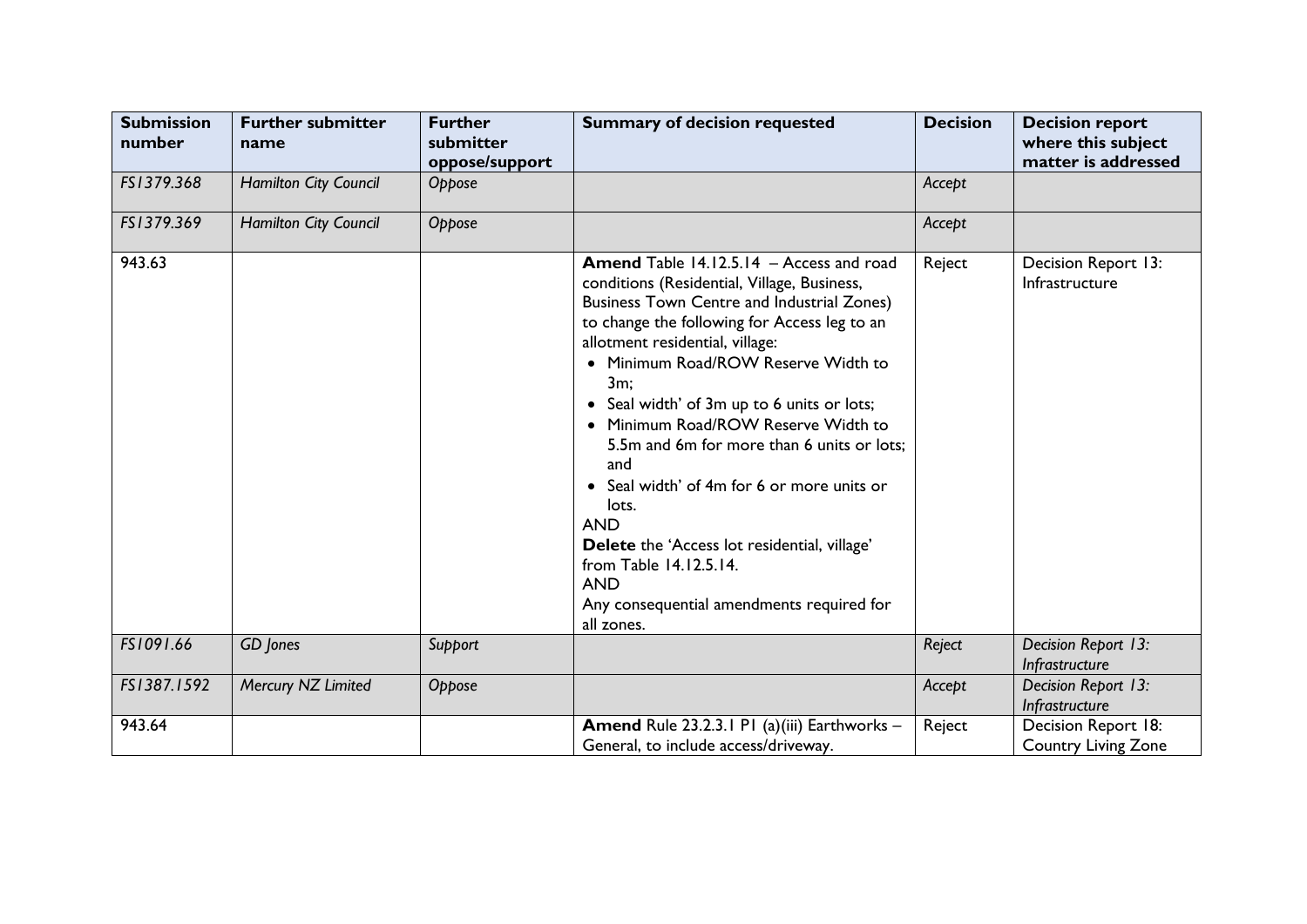| Submission number | Further submitter name | Further submitter oppose/support | Summary of decision requested | Decision | Decision report where this subject matter is addressed |
|---|---|---|---|---|---|
| *FS1379.368* | *Hamilton City Council* | *Oppose* | | *Accept* | |
| *FS1379.369* | *Hamilton City Council* | *Oppose* | | *Accept* | |
| 943.63 | | | **Amend** Table 14.12.5.14 – Access and road conditions (Residential, Village, Business, Business Town Centre and Industrial Zones) to change the following for Access leg to an allotment residential, village:<br>• Minimum Road/ROW Reserve Width to 3m;<br>• Seal width' of 3m up to 6 units or lots;<br>• Minimum Road/ROW Reserve Width to 5.5m and 6m for more than 6 units or lots; and<br>• Seal width' of 4m for 6 or more units or lots.<br>AND<br>**Delete** the 'Access lot residential, village' from Table 14.12.5.14.<br>AND<br>Any consequential amendments required for all zones. | Reject | Decision Report 13: Infrastructure |
| *FS1091.66* | *GD Jones* | *Support* | | *Reject* | *Decision Report 13: Infrastructure* |
| *FS1387.1592* | *Mercury NZ Limited* | *Oppose* | | *Accept* | *Decision Report 13: Infrastructure* |
| 943.64 | | | **Amend** Rule 23.2.3.1 P1 (a)(iii) Earthworks – General, to include access/driveway. | Reject | Decision Report 18: Country Living Zone |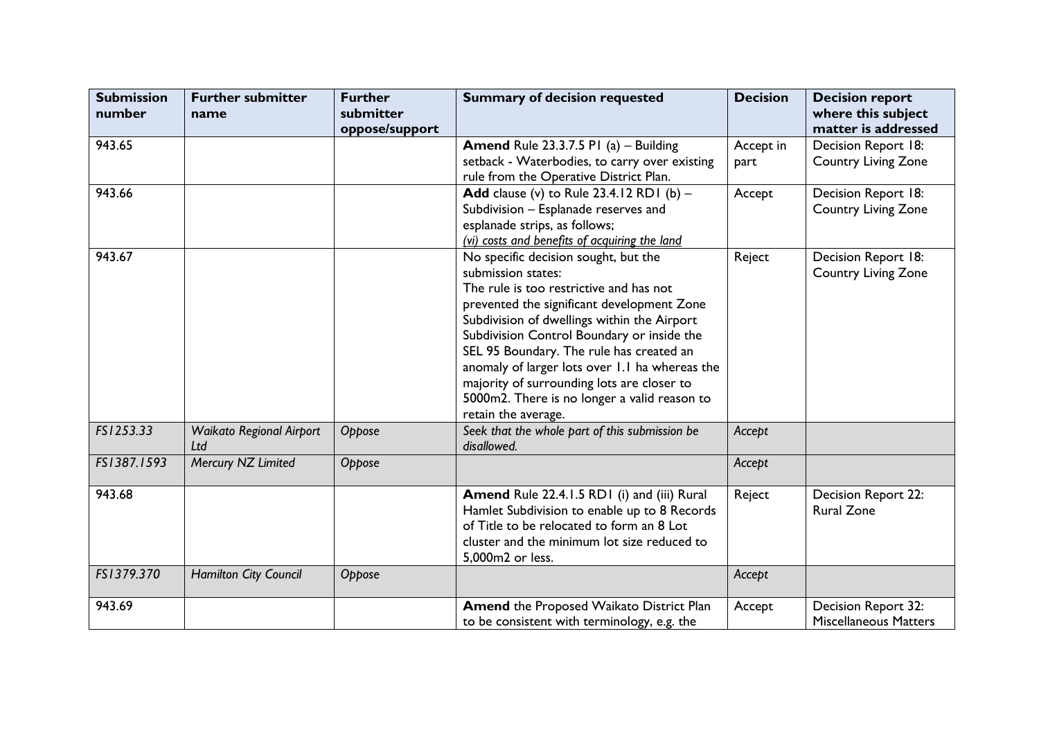| Submission number | Further submitter name | Further submitter oppose/support | Summary of decision requested | Decision | Decision report where this subject matter is addressed |
|---|---|---|---|---|---|
| 943.65 | | | **Amend** Rule 23.3.7.5 P1 (a) – Building setback - Waterbodies, to carry over existing rule from the Operative District Plan. | Accept in part | Decision Report 18: Country Living Zone |
| 943.66 | | | **Add** clause (v) to Rule 23.4.12 RD1 (b) – Subdivision – Esplanade reserves and esplanade strips, as follows; *(vi) costs and benefits of acquiring the land* | Accept | Decision Report 18: Country Living Zone |
| 943.67 | | | No specific decision sought, but the submission states: The rule is too restrictive and has not prevented the significant development Zone Subdivision of dwellings within the Airport Subdivision Control Boundary or inside the SEL 95 Boundary. The rule has created an anomaly of larger lots over 1.1 ha whereas the majority of surrounding lots are closer to 5000m2. There is no longer a valid reason to retain the average. | Reject | Decision Report 18: Country Living Zone |
| *FS1253.33* | *Waikato Regional Airport Ltd* | *Oppose* | *Seek that the whole part of this submission be disallowed.* | *Accept* | |
| *FS1387.1593* | *Mercury NZ Limited* | *Oppose* | | *Accept* | |
| 943.68 | | | **Amend** Rule 22.4.1.5 RD1 (i) and (iii) Rural Hamlet Subdivision to enable up to 8 Records of Title to be relocated to form an 8 Lot cluster and the minimum lot size reduced to 5,000m2 or less. | Reject | Decision Report 22: Rural Zone |
| *FS1379.370* | *Hamilton City Council* | *Oppose* | | *Accept* | |
| 943.69 | | | **Amend** the Proposed Waikato District Plan to be consistent with terminology, e.g. the | Accept | Decision Report 32: Miscellaneous Matters |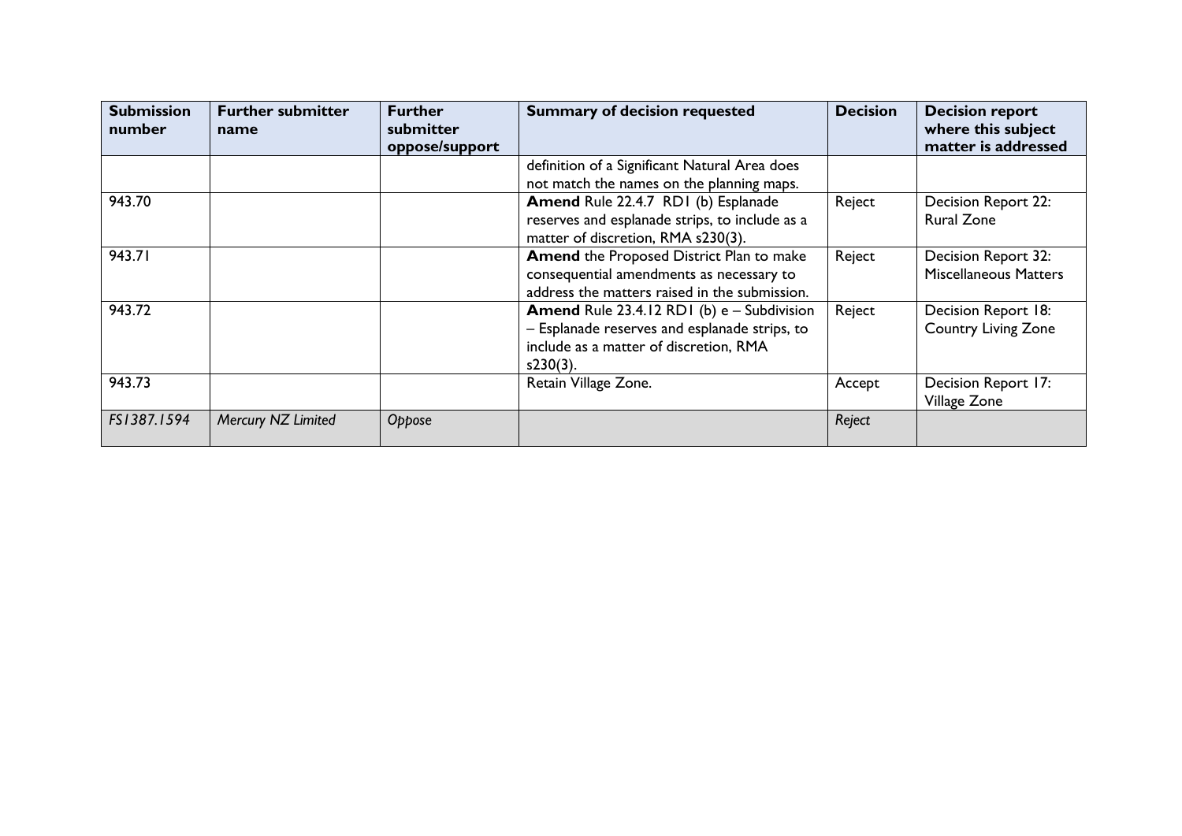| **Submission number** | **Further submitter name** | **Further submitter oppose/support** | **Summary of decision requested** | **Decision** | **Decision report where this subject matter is addressed** |
|---|---|---|---|---|---|
| | | | definition of a Significant Natural Area does not match the names on the planning maps. | | |
| 943.70 | | | **Amend** Rule 22.4.7 RD1 (b) Esplanade reserves and esplanade strips, to include as a matter of discretion, RMA s230(3). | Reject | Decision Report 22: Rural Zone |
| 943.71 | | | **Amend** the Proposed District Plan to make consequential amendments as necessary to address the matters raised in the submission. | Reject | Decision Report 32: Miscellaneous Matters |
| 943.72 | | | **Amend** Rule 23.4.12 RD1 (b) e – Subdivision – Esplanade reserves and esplanade strips, to include as a matter of discretion, RMA s230(3). | Reject | Decision Report 18: Country Living Zone |
| 943.73 | | | Retain Village Zone. | Accept | Decision Report 17: Village Zone |
| *FS1387.1594* | *Mercury NZ Limited* | *Oppose* | | *Reject* | |